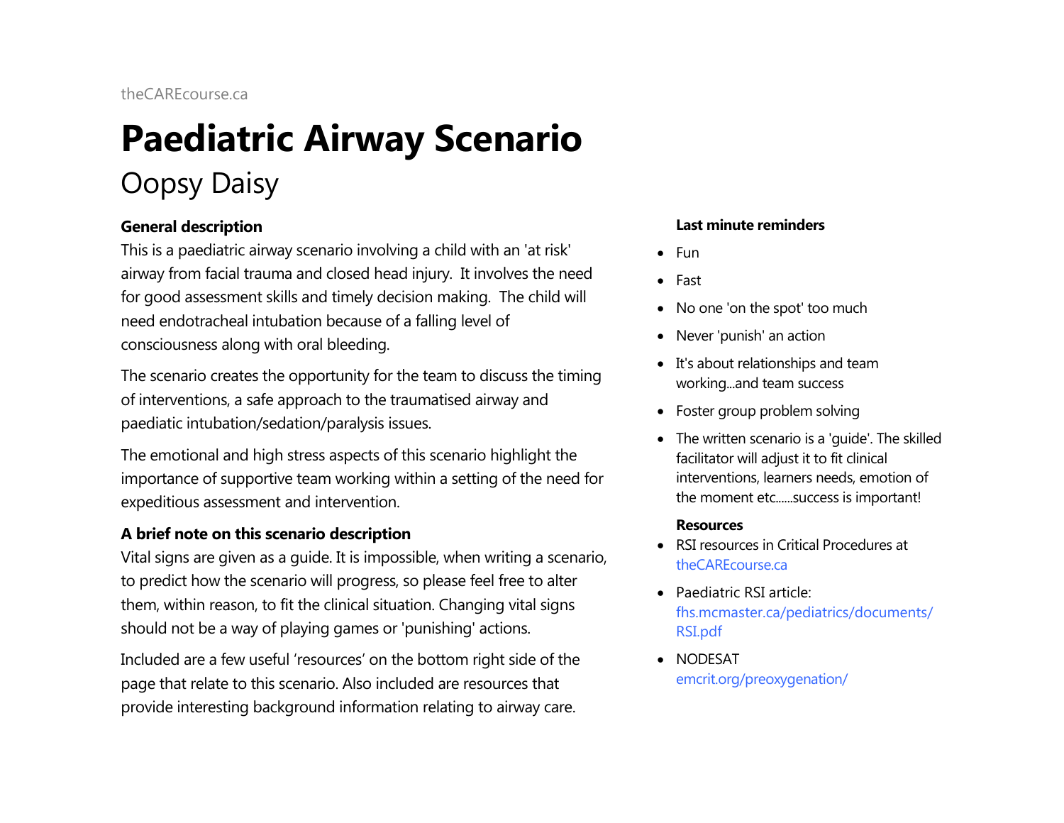theCAREcourse.ca

# Paediatric Airway Scenario

## Oopsy Daisy

### General description

This is a paediatric airway scenario involving a child with an 'at risk' airway from facial trauma and closed head injury. It involves the need for good assessment skills and timely decision making. The child will need endotracheal intubation because of a falling level of consciousness along with oral bleeding.

The scenario creates the opportunity for the team to discuss the timing of interventions, a safe approach to the traumatised airway and paediatric intubation/sedation/paralysis issues.

The emotional and high stress aspects of this scenario highlight the importance of supportive team working within a setting of the need for expeditious assessment and intervention.

### A brief note on this scenario description

Vital signs are given as a guide. It is impossible, when writing a scenario, to predict how the scenario will progress, so please feel free to alter them, within reason, to fit the clinical situation. Changing vital signs should not be a way of playing games or 'punishing' actions.

Included are a few useful 'resources' on the bottom right side of the page that relate to this scenario. Also included are resources that provide interesting background information relating to airway care.

### Last minute reminders

- Fun
- Fast
- No one 'on the spot' too much
- Never 'punish' an action
- It's about relationships and team working...and team success
- Foster group problem solving
- The written scenario is a 'guide'. The skilled facilitator will adjust it to fit clinical interventions, learners needs, emotion of the moment etc......success is important!

### Resources

- RSI resources in Critical Procedures at theCAREcourse.ca
- Paediatric RSI article: fhs.mcmaster.ca/pediatrics/documents/RSI.pdf
- NODESAT emcrit.org/preoxygenation/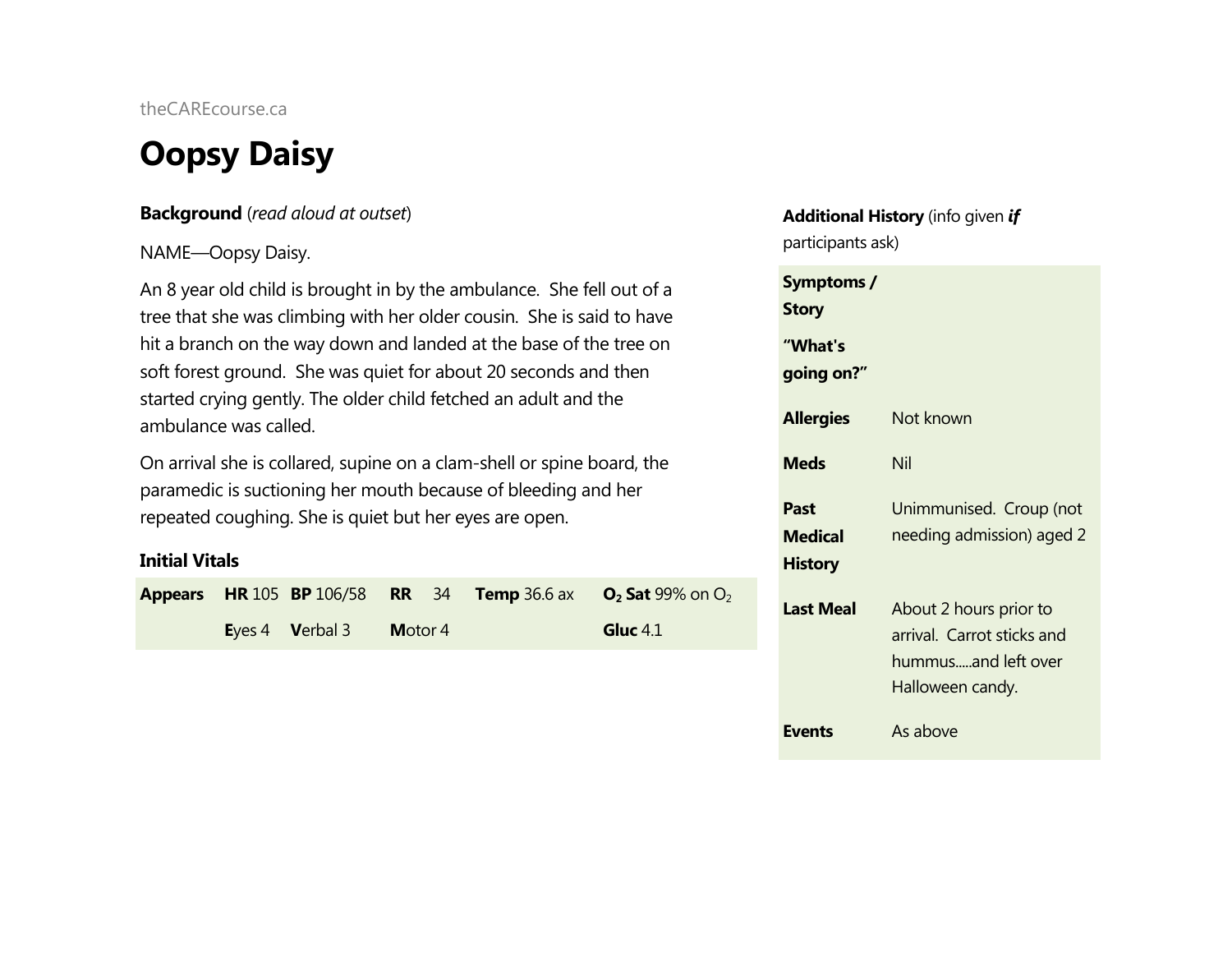theCAREcourse.ca

# Oopsy Daisy

**Background** (*read aloud at outset*)

NAME—Oopsy Daisy.

An 8 year old child is brought in by the ambulance. She fell out of a tree that she was climbing with her older cousin. She is said to have hit a branch on the way down and landed at the base of the tree on soft forest ground. She was quiet for about 20 seconds and then started crying gently. The older child fetched an adult and the ambulance was called.

On arrival she is collared, supine on a clam-shell or spine board, the paramedic is suctioning her mouth because of bleeding and her repeated coughing. She is quiet but her eyes are open.

### Initial Vitals

| Appears | HR 105 | BP 106/58 | RR 34 | Temp 36.6 ax | $O_2$ Sat 99% on $O_2$ |
|---|---|---|---|---|---|
| | Eyes 4 | Verbal 3 | Motor 4 | | Gluc 4.1 |

**Additional History** (info given ***if*** participants ask)

| | |
|---|---|
| **Symptoms / Story** “What's going on?” | |
| **Allergies** | Not known |
| **Meds** | Nil |
| **Past Medical History** | Unimmunised. Croup (not needing admission) aged 2 |
| **Last Meal** | About 2 hours prior to arrival. Carrot sticks and hummus.....and left over Halloween candy. |
| **Events** | As above |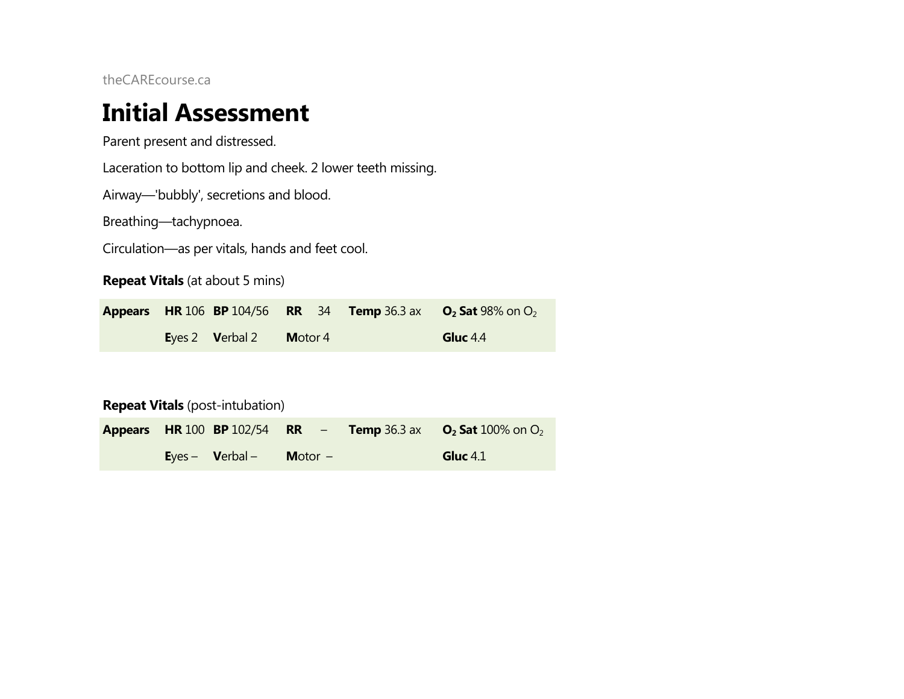# Initial Assessment

Parent present and distressed.

Laceration to bottom lip and cheek. 2 lower teeth missing.

Airway—'bubbly', secretions and blood.

Breathing—tachypnoea.

Circulation—as per vitals, hands and feet cool.

**Repeat Vitals** (at about 5 mins)

| **Appears** | **HR** 106 | **BP** 104/56 | **RR** 34 | **Temp** 36.3 ax | **$O_2$ Sat** 98% on $O_2$ |
|---|---|---|---|---|---|
| | **E**yes 2 | **V**erbal 2 | **M**otor 4 | | **Gluc** 4.4 |

**Repeat Vitals** (post-intubation)

| **Appears** | **HR** 100 | **BP** 102/54 | **RR** – | **Temp** 36.3 ax | **$O_2$ Sat** 100% on $O_2$ |
|---|---|---|---|---|---|
| | **E**yes – | **V**erbal – | **M**otor – | | **Gluc** 4.1 |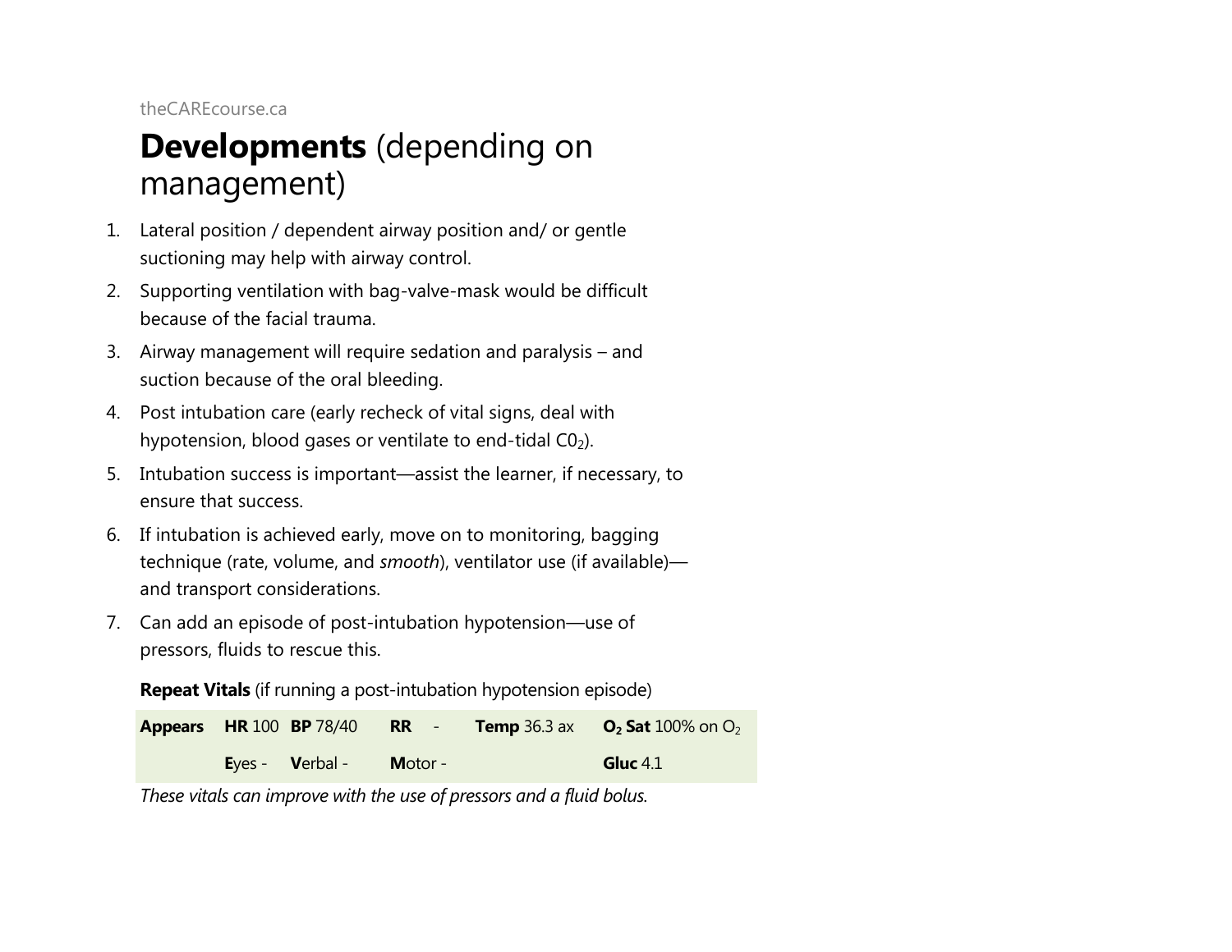# **Developments** (depending on management)

1. Lateral position / dependent airway position and/ or gentle suctioning may help with airway control.
2. Supporting ventilation with bag-valve-mask would be difficult because of the facial trauma.
3. Airway management will require sedation and paralysis – and suction because of the oral bleeding.
4. Post intubation care (early recheck of vital signs, deal with hypotension, blood gases or ventilate to end-tidal $C0_2$).
5. Intubation success is important—assist the learner, if necessary, to ensure that success.
6. If intubation is achieved early, move on to monitoring, bagging technique (rate, volume, and *smooth*), ventilator use (if available)—and transport considerations.
7. Can add an episode of post-intubation hypotension—use of pressors, fluids to rescue this.

**Repeat Vitals** (if running a post-intubation hypotension episode)

| **Appears** | **HR** 100 | **BP** 78/40 | **RR** - | **Temp** 36.3 ax | **$O_2$ Sat** 100% on $O_2$ |
|---|---|---|---|---|---|
| | **E**yes - | **V**erbal - | **M**otor - | | **Gluc** 4.1 |

*These vitals can improve with the use of pressors and a fluid bolus.*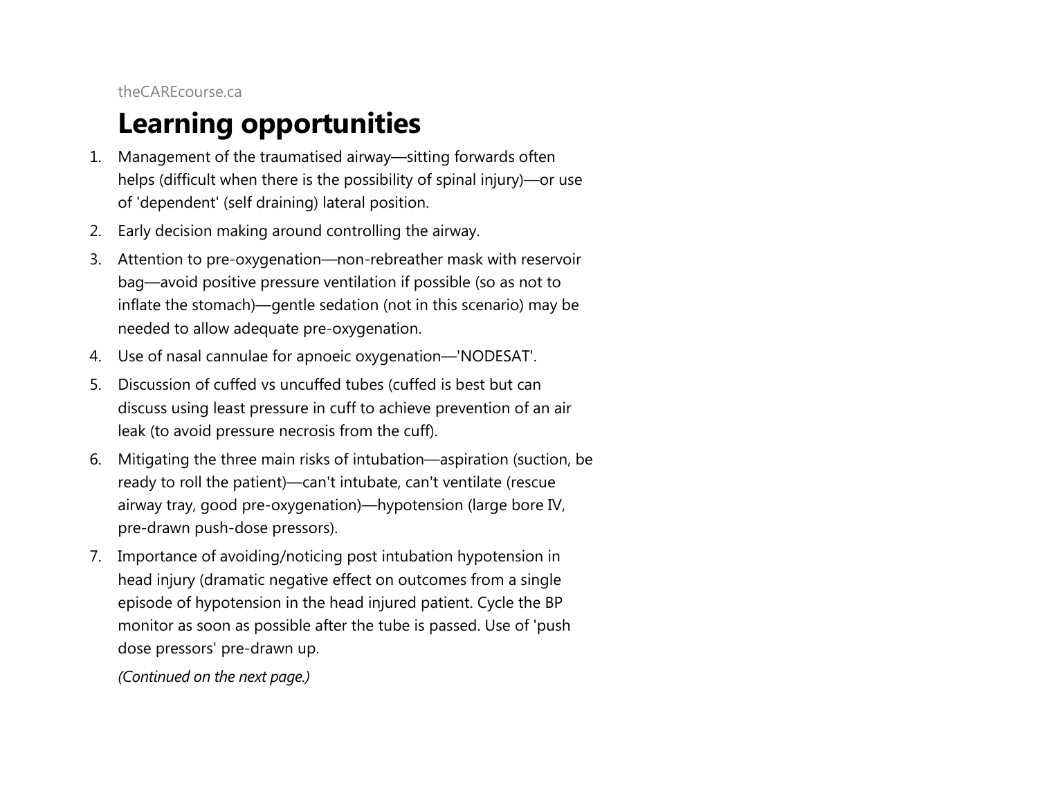# Learning opportunities

1. Management of the traumatised airway—sitting forwards often helps (difficult when there is the possibility of spinal injury)—or use of 'dependent' (self draining) lateral position.
2. Early decision making around controlling the airway.
3. Attention to pre-oxygenation—non-rebreather mask with reservoir bag—avoid positive pressure ventilation if possible (so as not to inflate the stomach)—gentle sedation (not in this scenario) may be needed to allow adequate pre-oxygenation.
4. Use of nasal cannulae for apnoeic oxygenation—'NODESAT'.
5. Discussion of cuffed vs uncuffed tubes (cuffed is best but can discuss using least pressure in cuff to achieve prevention of an air leak (to avoid pressure necrosis from the cuff).
6. Mitigating the three main risks of intubation—aspiration (suction, be ready to roll the patient)—can't intubate, can't ventilate (rescue airway tray, good pre-oxygenation)—hypotension (large bore IV, pre-drawn push-dose pressors).
7. Importance of avoiding/noticing post intubation hypotension in head injury (dramatic negative effect on outcomes from a single episode of hypotension in the head injured patient. Cycle the BP monitor as soon as possible after the tube is passed. Use of 'push dose pressors' pre-drawn up.

*(Continued on the next page.)*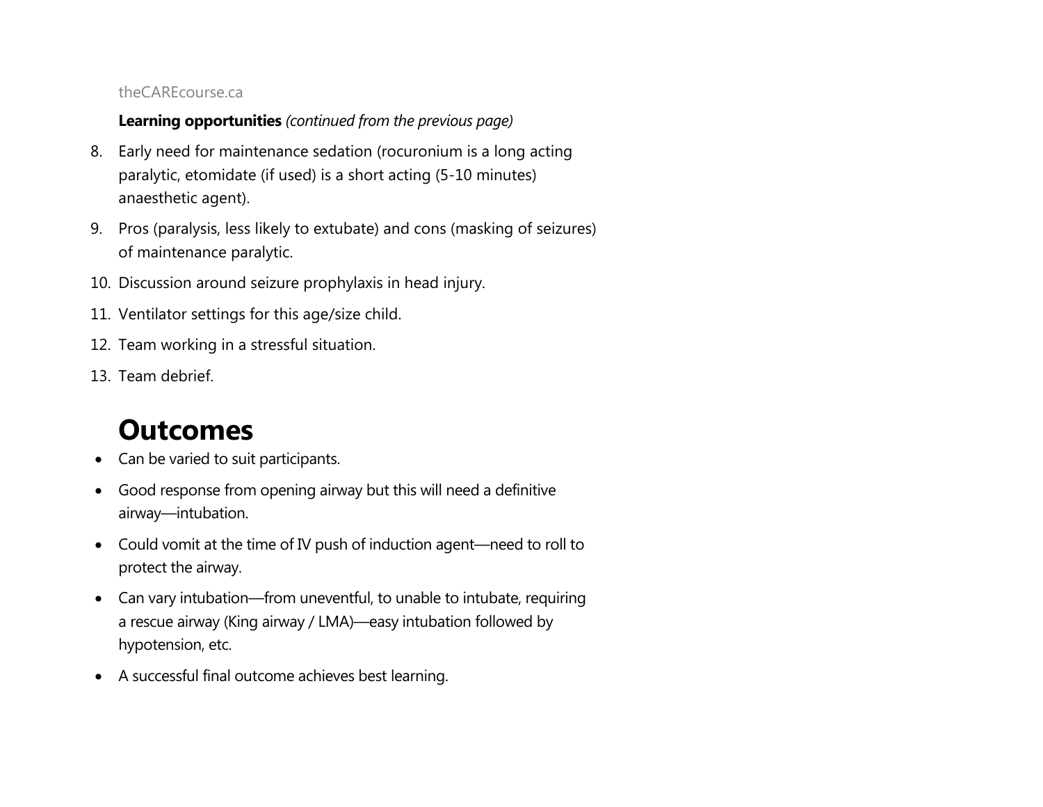**Learning opportunities** *(continued from the previous page)*

8. Early need for maintenance sedation (rocuronium is a long acting paralytic, etomidate (if used) is a short acting (5-10 minutes) anaesthetic agent).
9. Pros (paralysis, less likely to extubate) and cons (masking of seizures) of maintenance paralytic.
10. Discussion around seizure prophylaxis in head injury.
11. Ventilator settings for this age/size child.
12. Team working in a stressful situation.
13. Team debrief.

# Outcomes

- Can be varied to suit participants.
- Good response from opening airway but this will need a definitive airway—intubation.
- Could vomit at the time of IV push of induction agent—need to roll to protect the airway.
- Can vary intubation—from uneventful, to unable to intubate, requiring a rescue airway (King airway / LMA)—easy intubation followed by hypotension, etc.
- A successful final outcome achieves best learning.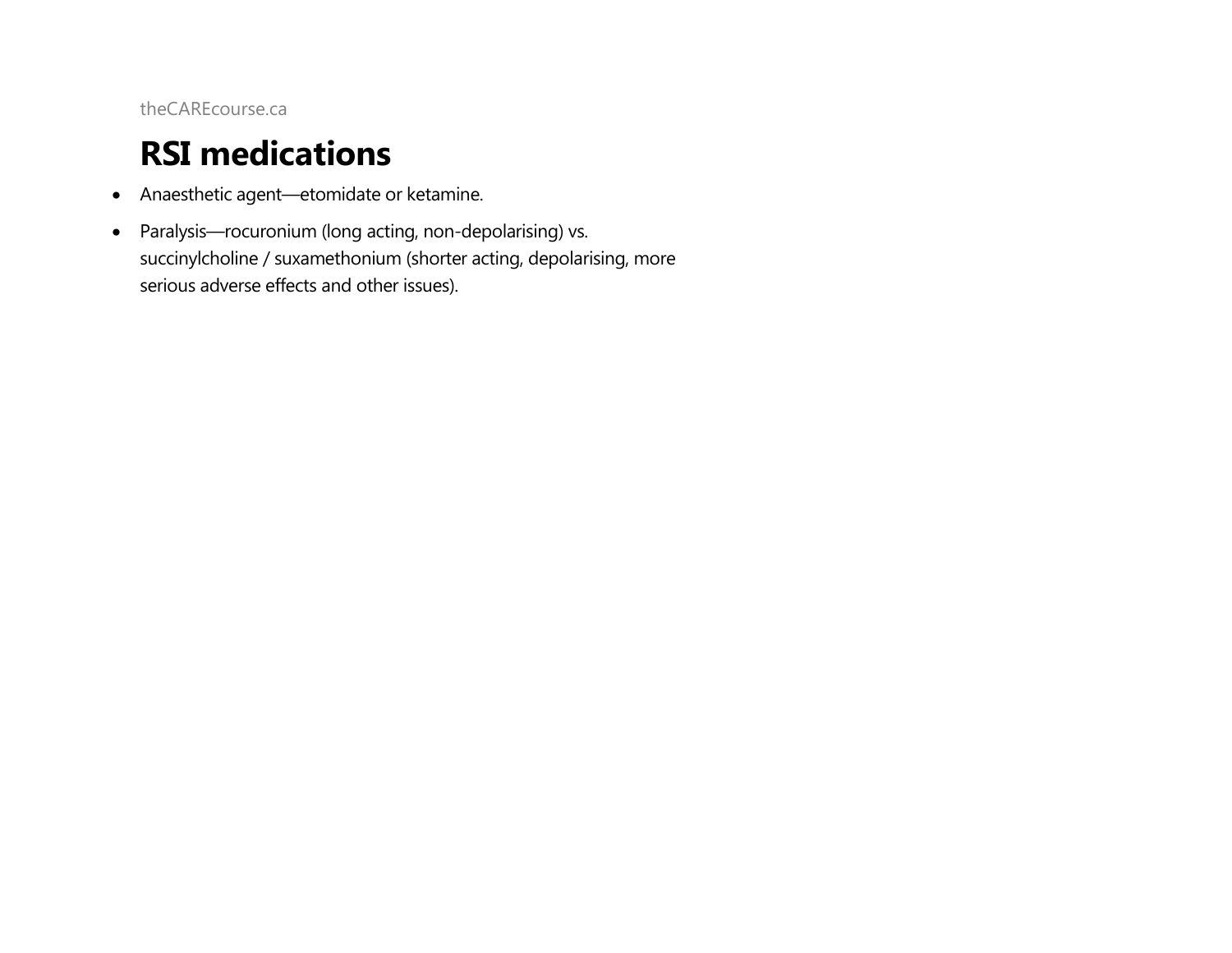# RSI medications

- Anaesthetic agent—etomidate or ketamine.
- Paralysis—rocuronium (long acting, non-depolarising) vs. succinylcholine / suxamethonium (shorter acting, depolarising, more serious adverse effects and other issues).